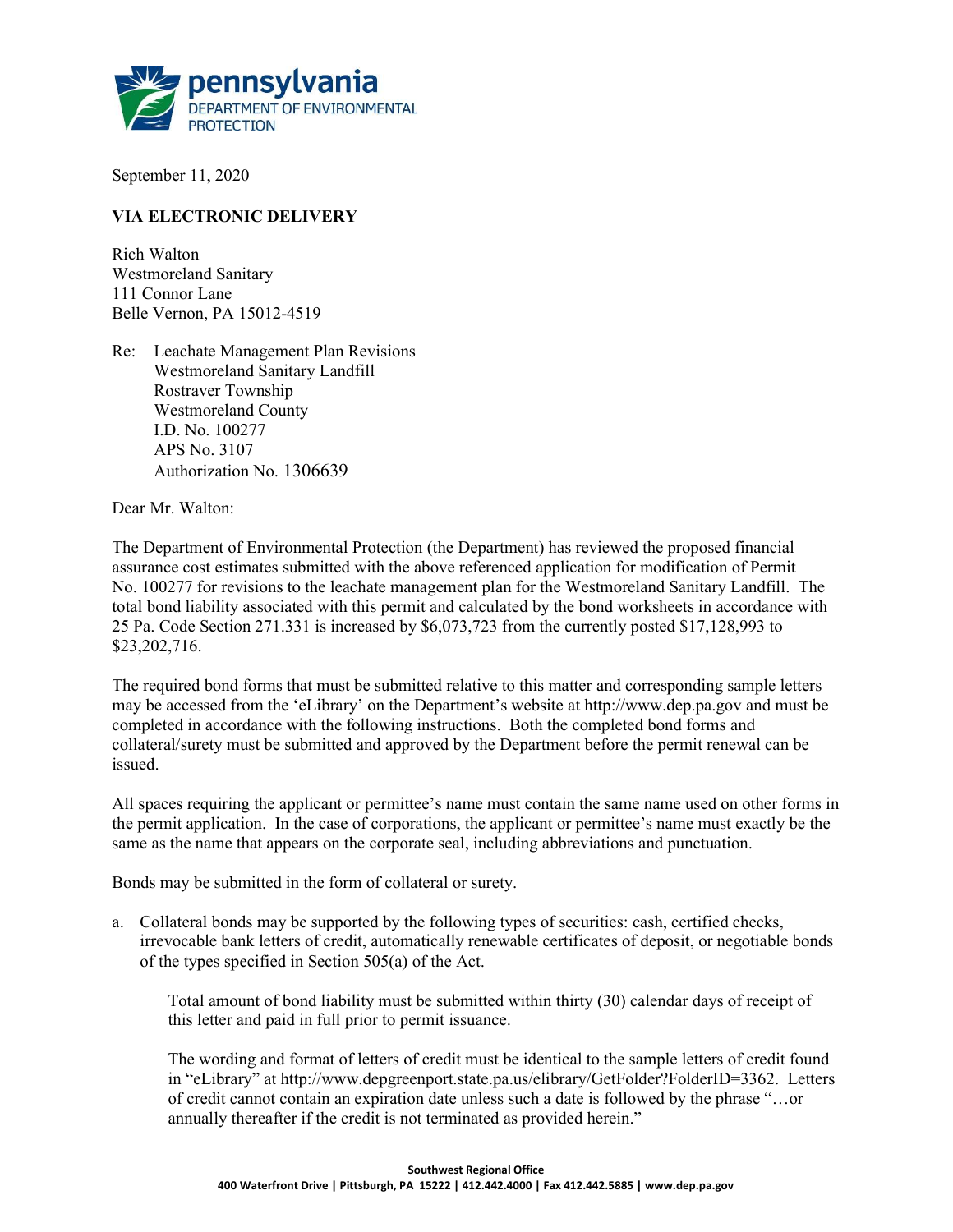pennsylvania
DEPARTMENT OF ENVIRONMENTAL PROTECTION

September 11, 2020

**VIA ELECTRONIC DELIVERY**

Rich Walton
Westmoreland Sanitary
111 Connor Lane
Belle Vernon, PA 15012-4519

Re: Leachate Management Plan Revisions
Westmoreland Sanitary Landfill
Rostraver Township
Westmoreland County
I.D. No. 100277
APS No. 3107
Authorization No. 1306639

Dear Mr. Walton:

The Department of Environmental Protection (the Department) has reviewed the proposed financial assurance cost estimates submitted with the above referenced application for modification of Permit No. 100277 for revisions to the leachate management plan for the Westmoreland Sanitary Landfill. The total bond liability associated with this permit and calculated by the bond worksheets in accordance with 25 Pa. Code Section 271.331 is increased by $6,073,723 from the currently posted $17,128,993 to $23,202,716.

The required bond forms that must be submitted relative to this matter and corresponding sample letters may be accessed from the 'eLibrary' on the Department's website at http://www.dep.pa.gov and must be completed in accordance with the following instructions. Both the completed bond forms and collateral/surety must be submitted and approved by the Department before the permit renewal can be issued.

All spaces requiring the applicant or permittee's name must contain the same name used on other forms in the permit application. In the case of corporations, the applicant or permittee's name must exactly be the same as the name that appears on the corporate seal, including abbreviations and punctuation.

Bonds may be submitted in the form of collateral or surety.

a. Collateral bonds may be supported by the following types of securities: cash, certified checks, irrevocable bank letters of credit, automatically renewable certificates of deposit, or negotiable bonds of the types specified in Section 505(a) of the Act.

   Total amount of bond liability must be submitted within thirty (30) calendar days of receipt of this letter and paid in full prior to permit issuance.

   The wording and format of letters of credit must be identical to the sample letters of credit found in "eLibrary" at http://www.depgreenport.state.pa.us/elibrary/GetFolder?FolderID=3362. Letters of credit cannot contain an expiration date unless such a date is followed by the phrase "…or annually thereafter if the credit is not terminated as provided herein."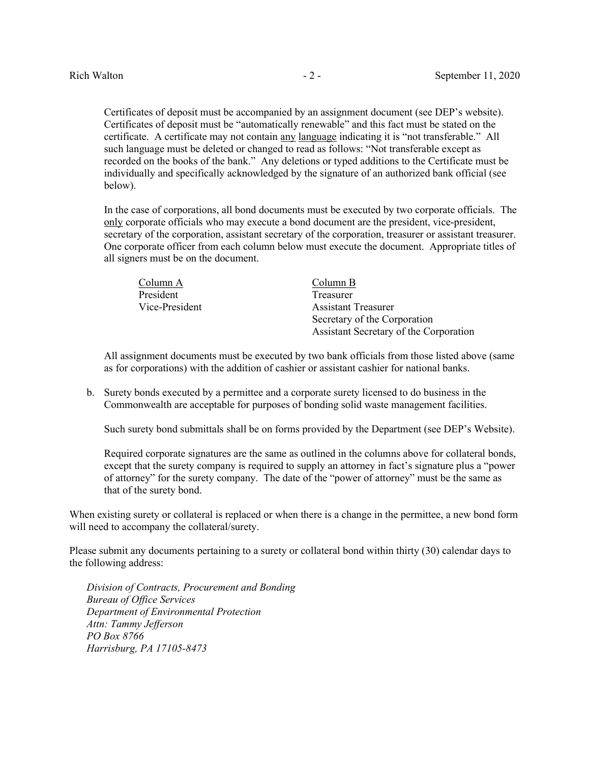Certificates of deposit must be accompanied by an assignment document (see DEP's website). Certificates of deposit must be "automatically renewable" and this fact must be stated on the certificate. A certificate may not contain <u>any language</u> indicating it is "not transferable." All such language must be deleted or changed to read as follows: "Not transferable except as recorded on the books of the bank." Any deletions or typed additions to the Certificate must be individually and specifically acknowledged by the signature of an authorized bank official (see below).

In the case of corporations, all bond documents must be executed by two corporate officials. The <u>only</u> corporate officials who may execute a bond document are the president, vice-president, secretary of the corporation, assistant secretary of the corporation, treasurer or assistant treasurer. One corporate officer from each column below must execute the document. Appropriate titles of all signers must be on the document.

| Column A | Column B |
|---|---|
| President | Treasurer |
| Vice-President | Assistant Treasurer |
| | Secretary of the Corporation |
| | Assistant Secretary of the Corporation |

All assignment documents must be executed by two bank officials from those listed above (same as for corporations) with the addition of cashier or assistant cashier for national banks.

b. Surety bonds executed by a permittee and a corporate surety licensed to do business in the Commonwealth are acceptable for purposes of bonding solid waste management facilities.

   Such surety bond submittals shall be on forms provided by the Department (see DEP's Website).

   Required corporate signatures are the same as outlined in the columns above for collateral bonds, except that the surety company is required to supply an attorney in fact's signature plus a "power of attorney" for the surety company. The date of the "power of attorney" must be the same as that of the surety bond.

When existing surety or collateral is replaced or when there is a change in the permittee, a new bond form will need to accompany the collateral/surety.

Please submit any documents pertaining to a surety or collateral bond within thirty (30) calendar days to the following address:

*Division of Contracts, Procurement and Bonding*
*Bureau of Office Services*
*Department of Environmental Protection*
*Attn: Tammy Jefferson*
*PO Box 8766*
*Harrisburg, PA 17105-8473*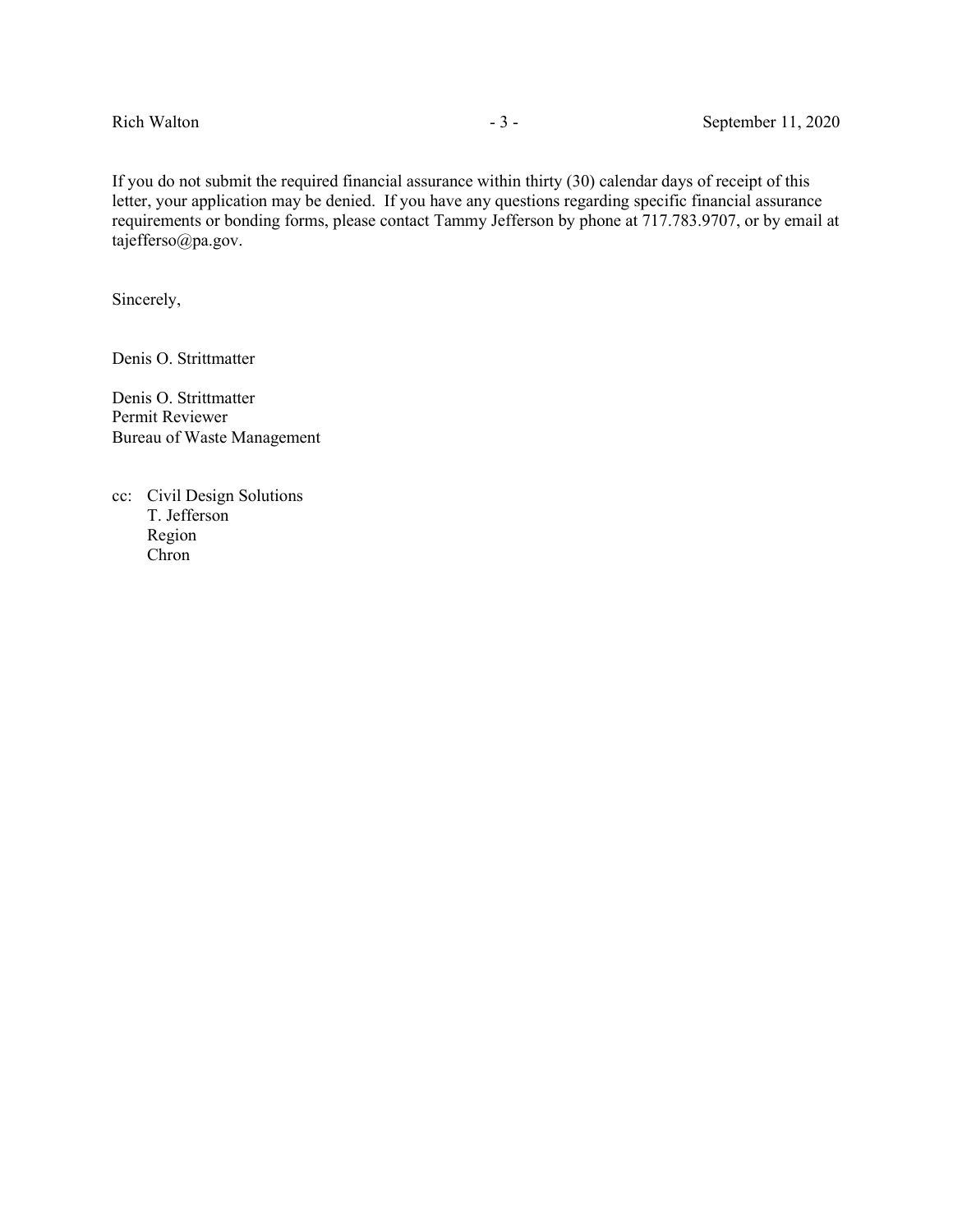If you do not submit the required financial assurance within thirty (30) calendar days of receipt of this letter, your application may be denied. If you have any questions regarding specific financial assurance requirements or bonding forms, please contact Tammy Jefferson by phone at 717.783.9707, or by email at tajefferso@pa.gov.

Sincerely,

Denis O. Strittmatter

Denis O. Strittmatter
Permit Reviewer
Bureau of Waste Management

cc: Civil Design Solutions
T. Jefferson
Region
Chron